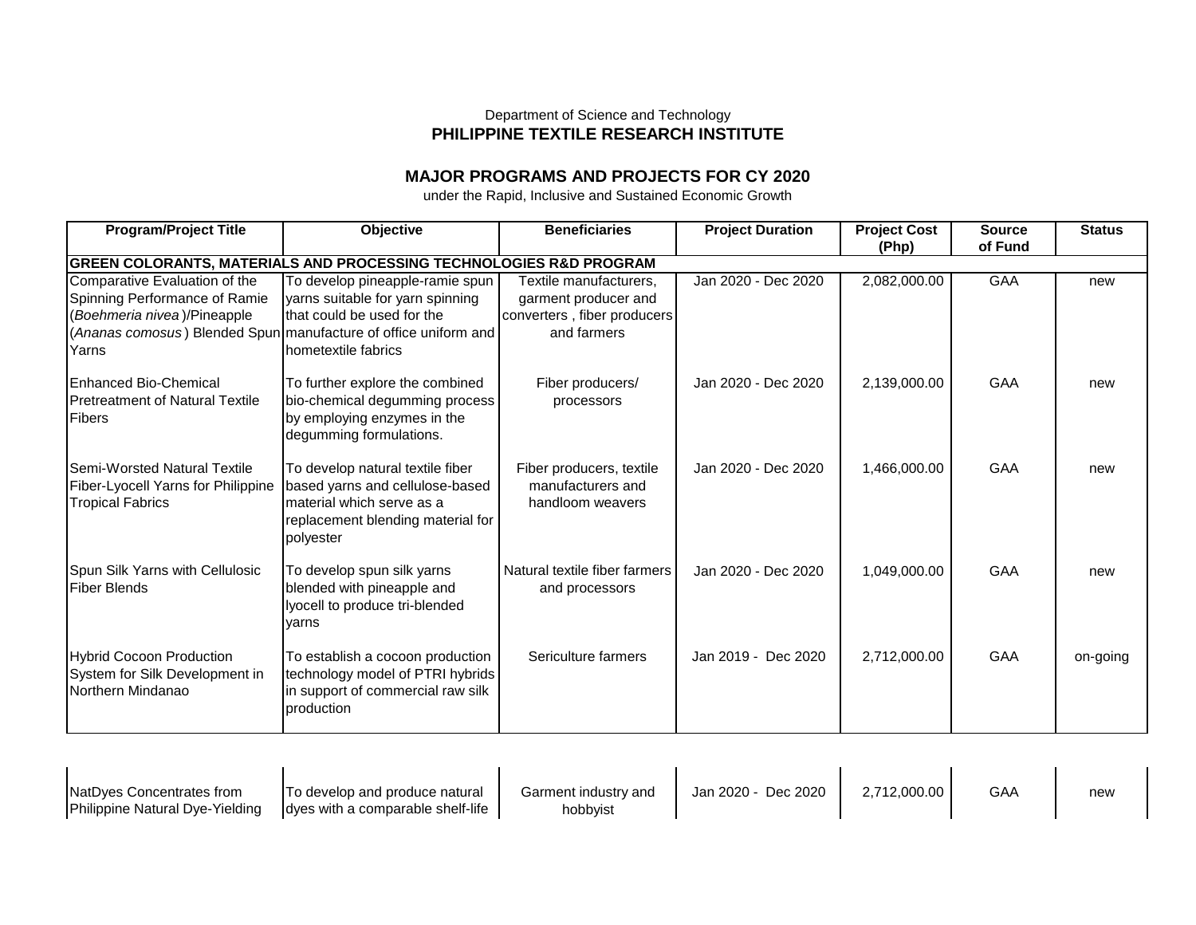Department of Science and Technology
**PHILIPPINE TEXTILE RESEARCH INSTITUTE**

## MAJOR PROGRAMS AND PROJECTS FOR CY 2020

under the Rapid, Inclusive and Sustained Economic Growth

| Program/Project Title | Objective | Beneficiaries | Project Duration | Project Cost (Php) | Source of Fund | Status |
|---|---|---|---|---|---|---|
| **GREEN COLORANTS, MATERIALS AND PROCESSING TECHNOLOGIES R&D PROGRAM** | | | | | | |
| Comparative Evaluation of the Spinning Performance of Ramie (*Boehmeria nivea*)/Pineapple (*Ananas comosus*) Blended Spun Yarns | To develop pineapple-ramie spun yarns suitable for yarn spinning that could be used for the manufacture of office uniform and hometextile fabrics | Textile manufacturers, garment producer and converters , fiber producers and farmers | Jan 2020 - Dec 2020 | 2,082,000.00 | GAA | new |
| Enhanced Bio-Chemical Pretreatment of Natural Textile Fibers | To further explore the combined bio-chemical degumming process by employing enzymes in the degumming formulations. | Fiber producers/ processors | Jan 2020 - Dec 2020 | 2,139,000.00 | GAA | new |
| Semi-Worsted Natural Textile Fiber-Lyocell Yarns for Philippine Tropical Fabrics | To develop natural textile fiber based yarns and cellulose-based material which serve as a replacement blending material for polyester | Fiber producers, textile manufacturers and handloom weavers | Jan 2020 - Dec 2020 | 1,466,000.00 | GAA | new |
| Spun Silk Yarns with Cellulosic Fiber Blends | To develop spun silk yarns blended with pineapple and lyocell to produce tri-blended yarns | Natural textile fiber farmers and processors | Jan 2020 - Dec 2020 | 1,049,000.00 | GAA | new |
| Hybrid Cocoon Production System for Silk Development in Northern Mindanao | To establish a cocoon production technology model of PTRI hybrids in support of commercial raw silk production | Sericulture farmers | Jan 2019 - Dec 2020 | 2,712,000.00 | GAA | on-going |
| NatDyes Concentrates from Philippine Natural Dye-Yielding | To develop and produce natural dyes with a comparable shelf-life | Garment industry and hobbyist | Jan 2020 - Dec 2020 | 2,712,000.00 | GAA | new |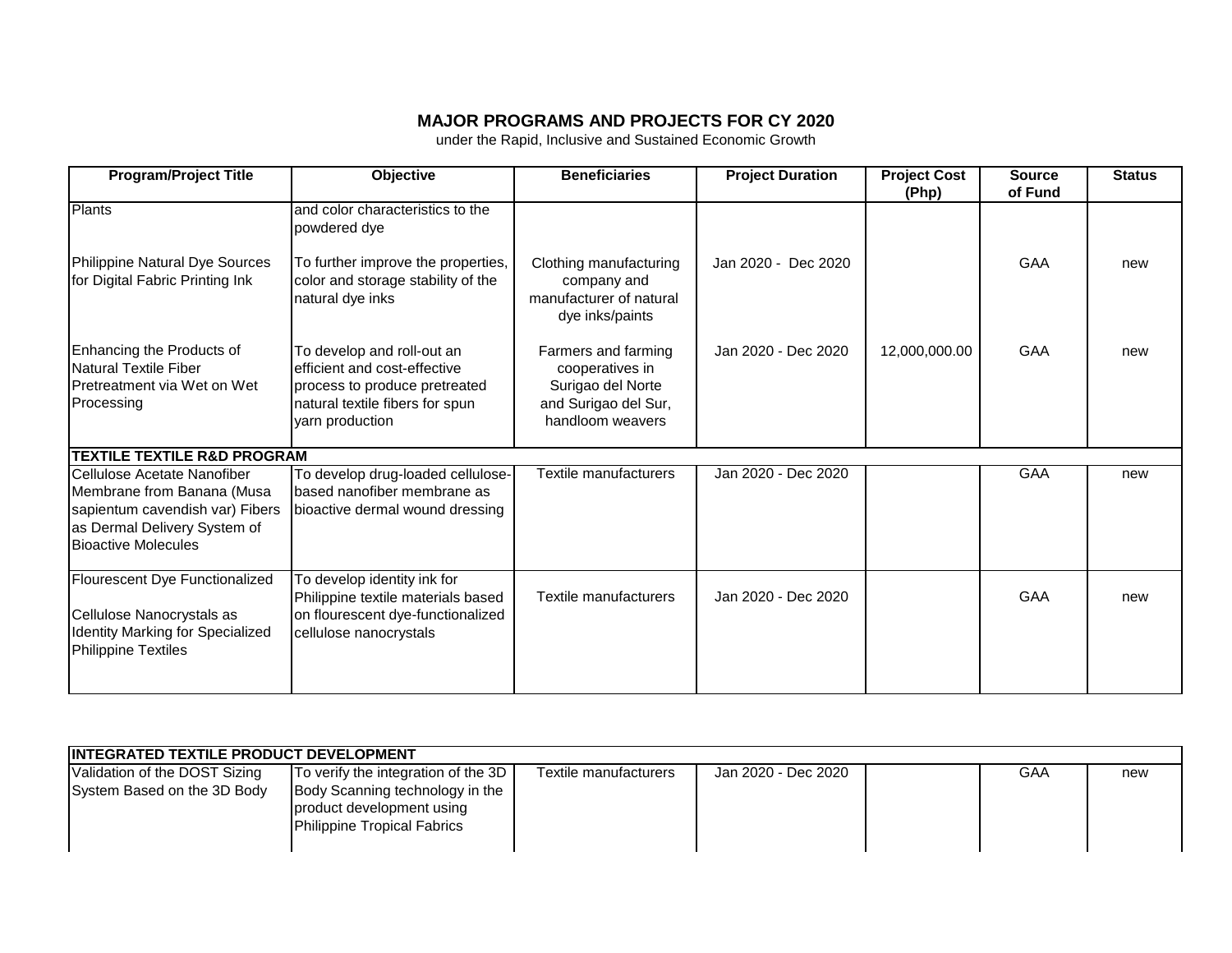# MAJOR PROGRAMS AND PROJECTS FOR CY 2020

under the Rapid, Inclusive and Sustained Economic Growth

| Program/Project Title | Objective | Beneficiaries | Project Duration | Project Cost (Php) | Source of Fund | Status |
|---|---|---|---|---|---|---|
| Plants | and color characteristics to the powdered dye | | | | | |
| Philippine Natural Dye Sources for Digital Fabric Printing Ink | To further improve the properties, color and storage stability of the natural dye inks | Clothing manufacturing company and manufacturer of natural dye inks/paints | Jan 2020 - Dec 2020 | | GAA | new |
| Enhancing the Products of Natural Textile Fiber Pretreatment via Wet on Wet Processing | To develop and roll-out an efficient and cost-effective process to produce pretreated natural textile fibers for spun yarn production | Farmers and farming cooperatives in Surigao del Norte and Surigao del Sur, handloom weavers | Jan 2020 - Dec 2020 | 12,000,000.00 | GAA | new |
| **TEXTILE TEXTILE R&D PROGRAM** | | | | | | |
| Cellulose Acetate Nanofiber Membrane from Banana (Musa sapientum cavendish var) Fibers as Dermal Delivery System of Bioactive Molecules | To develop drug-loaded cellulose-based nanofiber membrane as bioactive dermal wound dressing | Textile manufacturers | Jan 2020 - Dec 2020 | | GAA | new |
| Flourescent Dye Functionalized Cellulose Nanocrystals as Identity Marking for Specialized Philippine Textiles | To develop identity ink for Philippine textile materials based on flourescent dye-functionalized cellulose nanocrystals | Textile manufacturers | Jan 2020 - Dec 2020 | | GAA | new |
| **INTEGRATED TEXTILE PRODUCT DEVELOPMENT** | | | | | | |
| Validation of the DOST Sizing System Based on the 3D Body | To verify the integration of the 3D Body Scanning technology in the product development using Philippine Tropical Fabrics | Textile manufacturers | Jan 2020 - Dec 2020 | | GAA | new |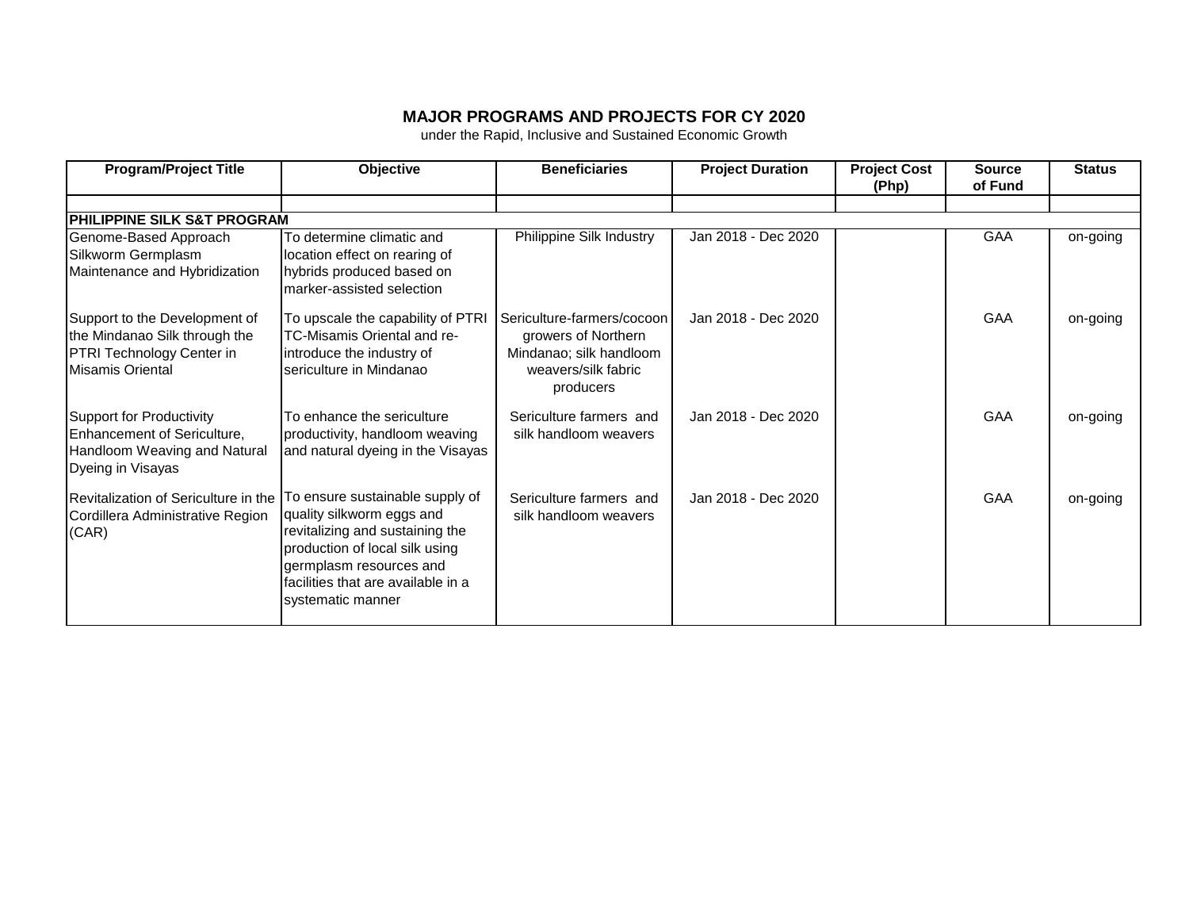**MAJOR PROGRAMS AND PROJECTS FOR CY 2020**

under the Rapid, Inclusive and Sustained Economic Growth

| Program/Project Title | Objective | Beneficiaries | Project Duration | Project Cost (Php) | Source of Fund | Status |
|---|---|---|---|---|---|---|
| | | | | | | |
| **PHILIPPINE SILK S&T PROGRAM** | | | | | | |
| Genome-Based Approach Silkworm Germplasm Maintenance and Hybridization | To determine climatic and location effect on rearing of hybrids produced based on marker-assisted selection | Philippine Silk Industry | Jan 2018 - Dec 2020 | | GAA | on-going |
| Support to the Development of the Mindanao Silk through the PTRI Technology Center in Misamis Oriental | To upscale the capability of PTRI TC-Misamis Oriental and re-introduce the industry of sericulture in Mindanao | Sericulture-farmers/cocoon growers of Northern Mindanao; silk handloom weavers/silk fabric producers | Jan 2018 - Dec 2020 | | GAA | on-going |
| Support for Productivity Enhancement of Sericulture, Handloom Weaving and Natural Dyeing in Visayas | To enhance the sericulture productivity, handloom weaving and natural dyeing in the Visayas | Sericulture farmers and silk handloom weavers | Jan 2018 - Dec 2020 | | GAA | on-going |
| Revitalization of Sericulture in the Cordillera Administrative Region (CAR) | To ensure sustainable supply of quality silkworm eggs and revitalizing and sustaining the production of local silk using germplasm resources and facilities that are available in a systematic manner | Sericulture farmers and silk handloom weavers | Jan 2018 - Dec 2020 | | GAA | on-going |